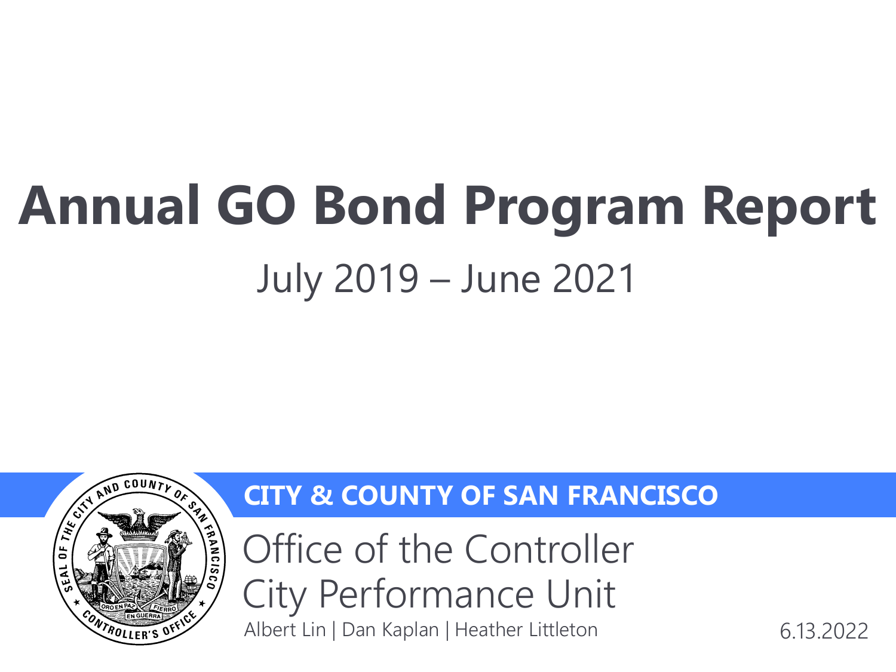# Annual GO Bond Program Report

July 2019 – June 2021

**CITY & COUNTY OF SAN FRANCISCO**

Office of the Controller
City Performance Unit

Albert Lin | Dan Kaplan | Heather Littleton

6.13.2022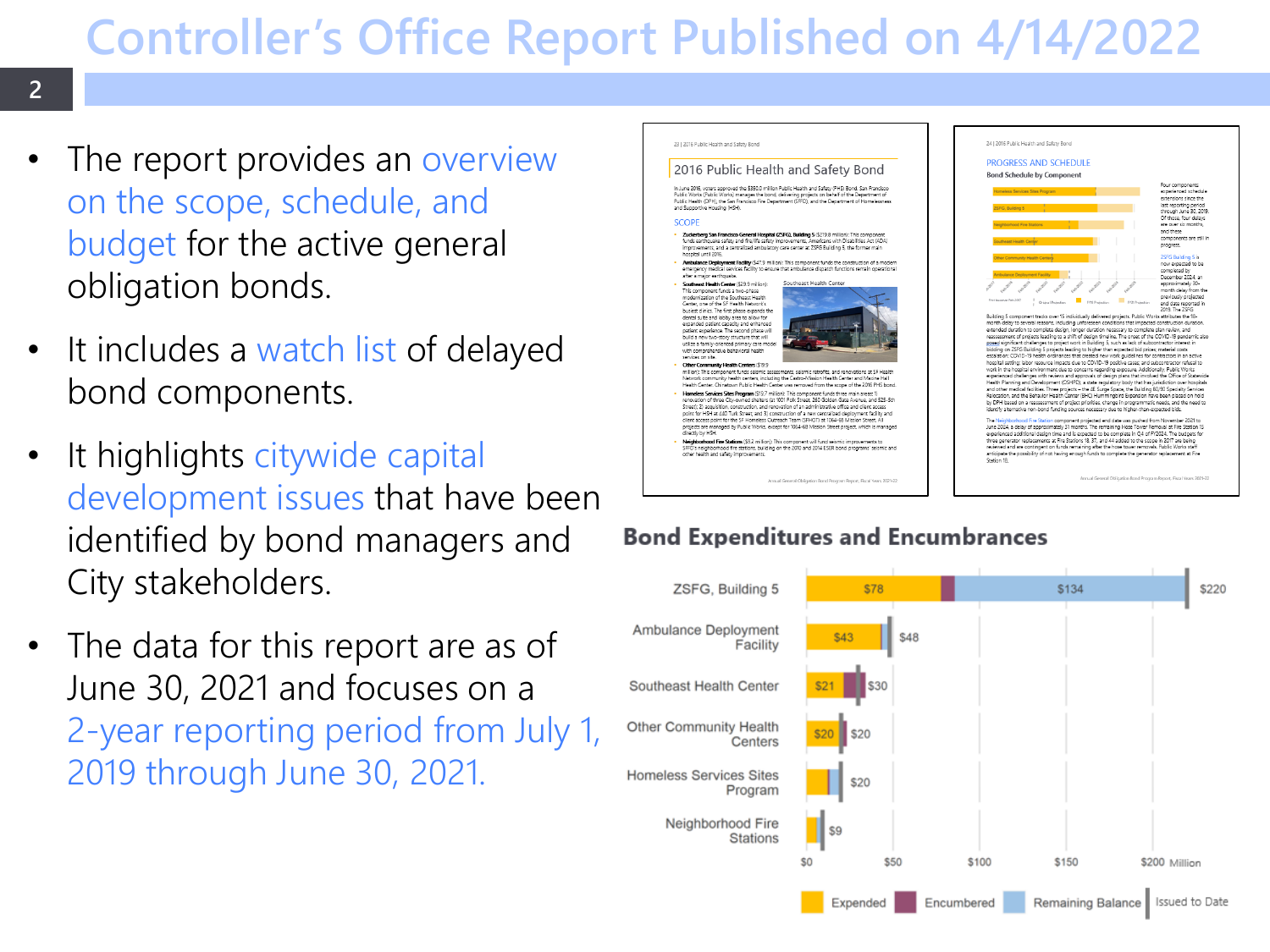# Controller's Office Report Published on 4/14/2022

- The report provides an overview on the scope, schedule, and budget for the active general obligation bonds.
- It includes a watch list of delayed bond components.
- It highlights citywide capital development issues that have been identified by bond managers and City stakeholders.
- The data for this report are as of June 30, 2021 and focuses on a 2-year reporting period from July 1, 2019 through June 30, 2021.

## Bond Expenditures and Encumbrances

| Component | Expended | Issued to Date |
| --- | --- | --- |
| ZSFG, Building 5 | $78 | $220 |
| Ambulance Deployment Facility | $43 | $48 |
| Southeast Health Center | $21 | $30 |
| Other Community Health Centers | $20 | $20 |
| Homeless Services Sites Program | | $20 |
| Neighborhood Fire Stations | | $9 |

ZSFG, Building 5 Remaining Balance: $134

Legend: Expended, Encumbered, Remaining Balance, Issued to Date (Million)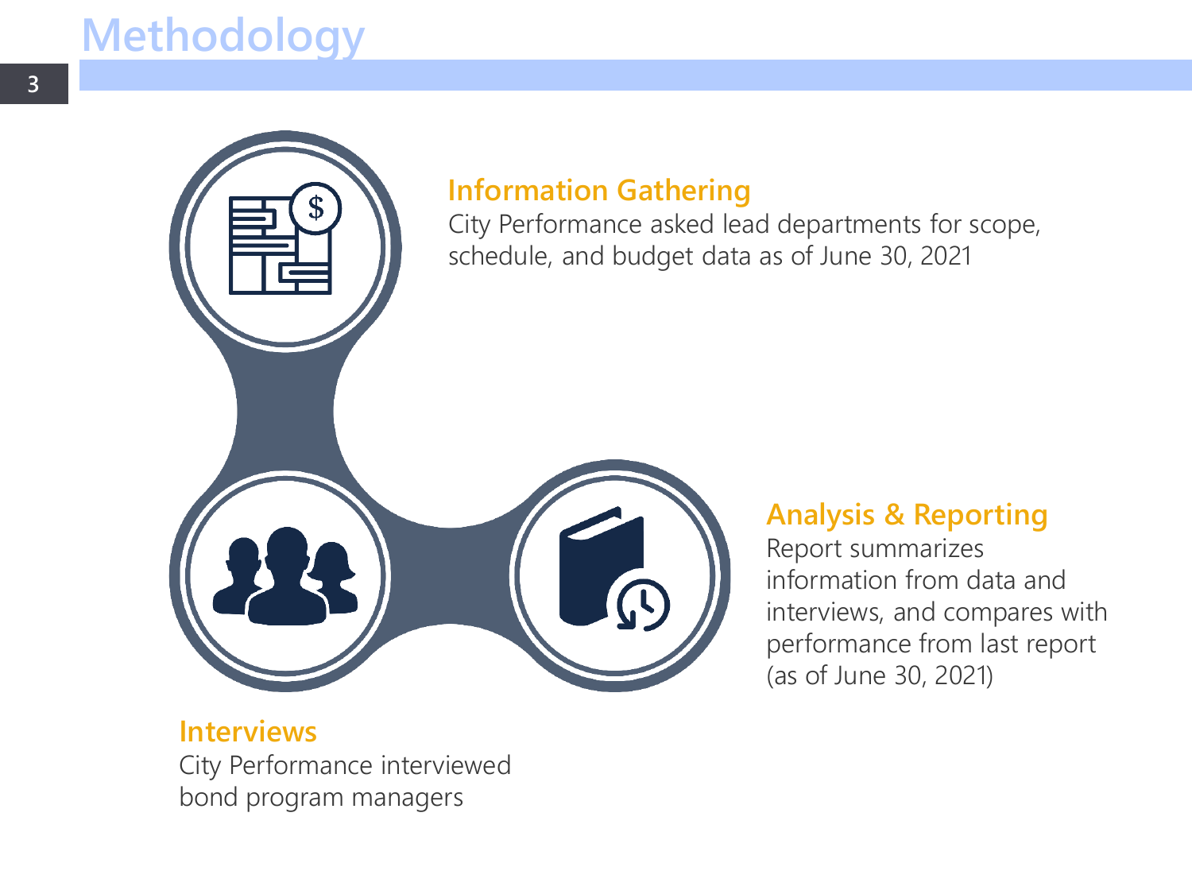# Methodology

### Information Gathering

City Performance asked lead departments for scope, schedule, and budget data as of June 30, 2021

### Interviews

City Performance interviewed bond program managers

### Analysis & Reporting

Report summarizes information from data and interviews, and compares with performance from last report (as of June 30, 2021)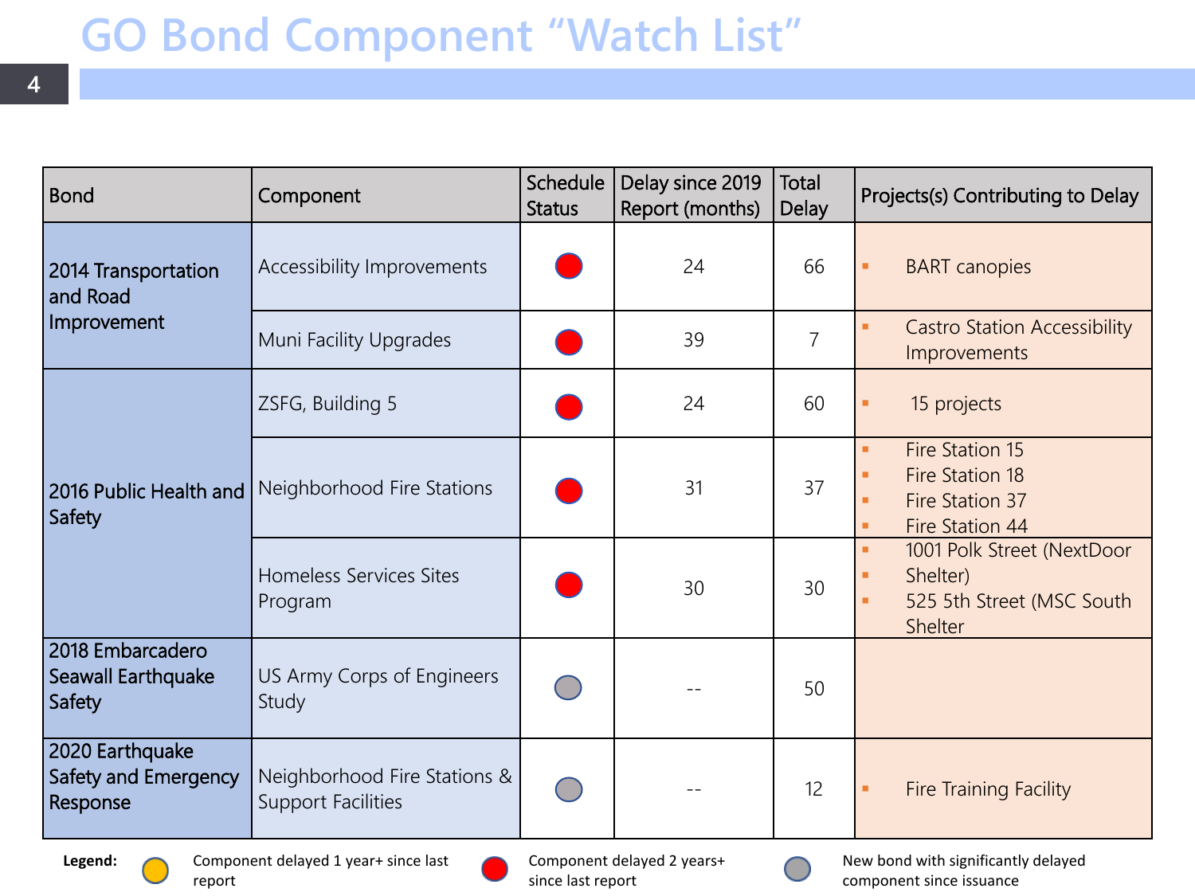# GO Bond Component "Watch List"

| Bond | Component | Schedule Status | Delay since 2019 Report (months) | Total Delay | Projects(s) Contributing to Delay |
|---|---|---|---|---|---|
| 2014 Transportation and Road Improvement | Accessibility Improvements | Red | 24 | 66 | BART canopies |
| | Muni Facility Upgrades | Red | 39 | 7 | Castro Station Accessibility Improvements |
| 2016 Public Health and Safety | ZSFG, Building 5 | Red | 24 | 60 | 15 projects |
| | Neighborhood Fire Stations | Red | 31 | 37 | Fire Station 15; Fire Station 18; Fire Station 37; Fire Station 44 |
| | Homeless Services Sites Program | Red | 30 | 30 | 1001 Polk Street (NextDoor Shelter); 525 5th Street (MSC South Shelter) |
| 2018 Embarcadero Seawall Earthquake Safety | US Army Corps of Engineers Study | Gray | -- | 50 | |
| 2020 Earthquake Safety and Emergency Response | Neighborhood Fire Stations & Support Facilities | Gray | -- | 12 | Fire Training Facility |

**Legend:**
- Yellow: Component delayed 1 year+ since last report
- Red: Component delayed 2 years+ since last report
- Gray: New bond with significantly delayed component since issuance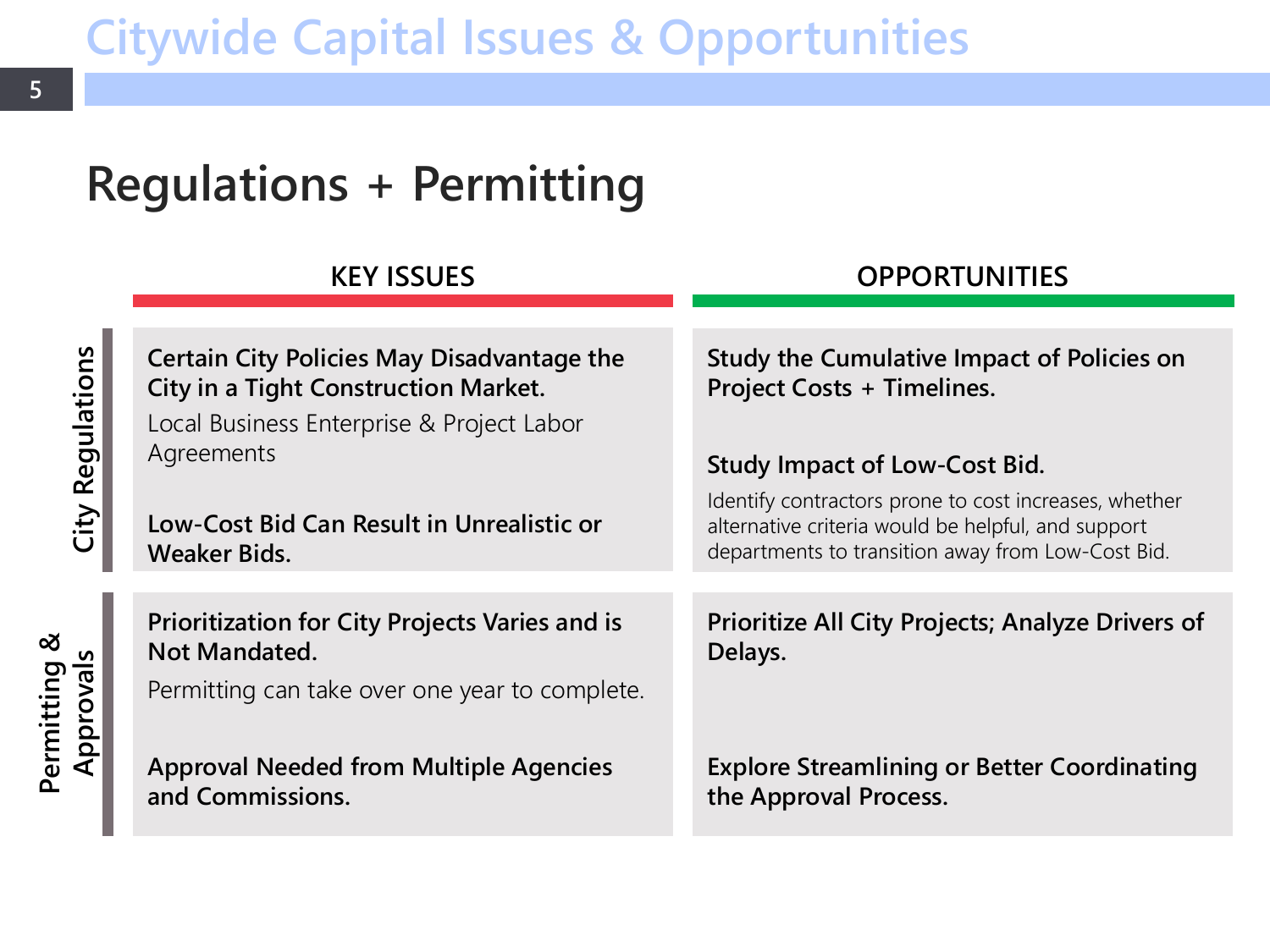Citywide Capital Issues & Opportunities

# Regulations + Permitting

| | KEY ISSUES | OPPORTUNITIES |
|---|---|---|
| City Regulations | **Certain City Policies May Disadvantage the City in a Tight Construction Market.** Local Business Enterprise & Project Labor Agreements | **Study the Cumulative Impact of Policies on Project Costs + Timelines.** |
| | **Low-Cost Bid Can Result in Unrealistic or Weaker Bids.** | **Study Impact of Low-Cost Bid.** Identify contractors prone to cost increases, whether alternative criteria would be helpful, and support departments to transition away from Low-Cost Bid. |
| Permitting & Approvals | **Prioritization for City Projects Varies and is Not Mandated.** Permitting can take over one year to complete. | **Prioritize All City Projects; Analyze Drivers of Delays.** |
| | **Approval Needed from Multiple Agencies and Commissions.** | **Explore Streamlining or Better Coordinating the Approval Process.** |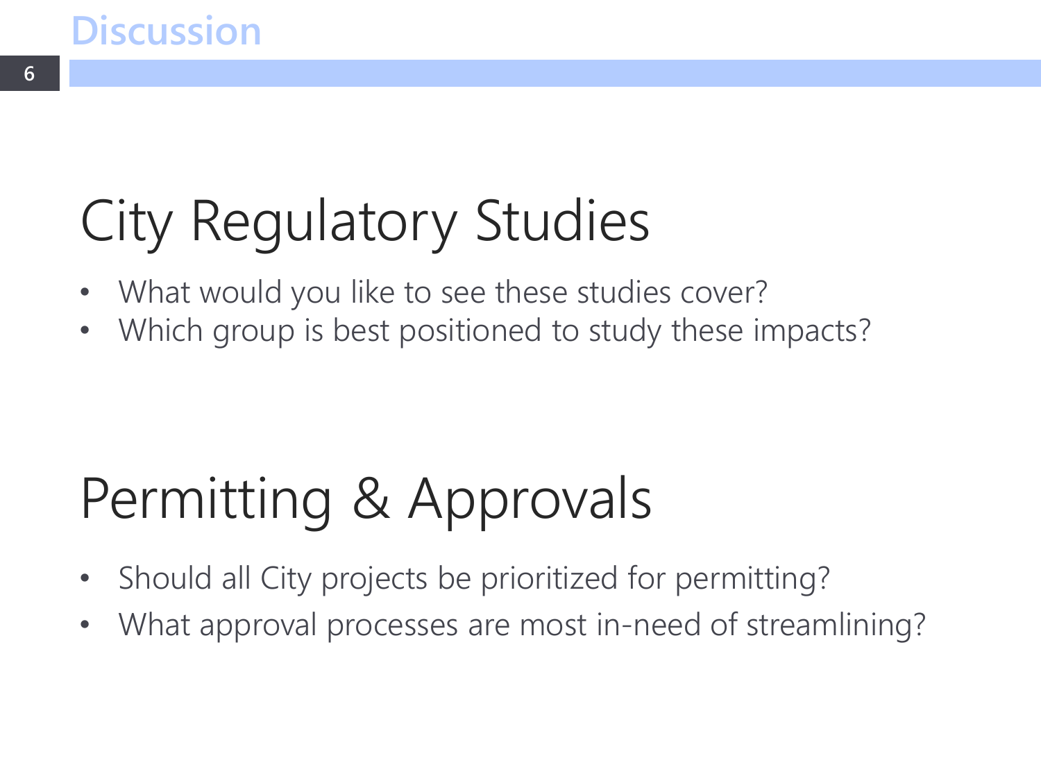# Discussion

## City Regulatory Studies

- What would you like to see these studies cover?
- Which group is best positioned to study these impacts?

## Permitting & Approvals

- Should all City projects be prioritized for permitting?
- What approval processes are most in-need of streamlining?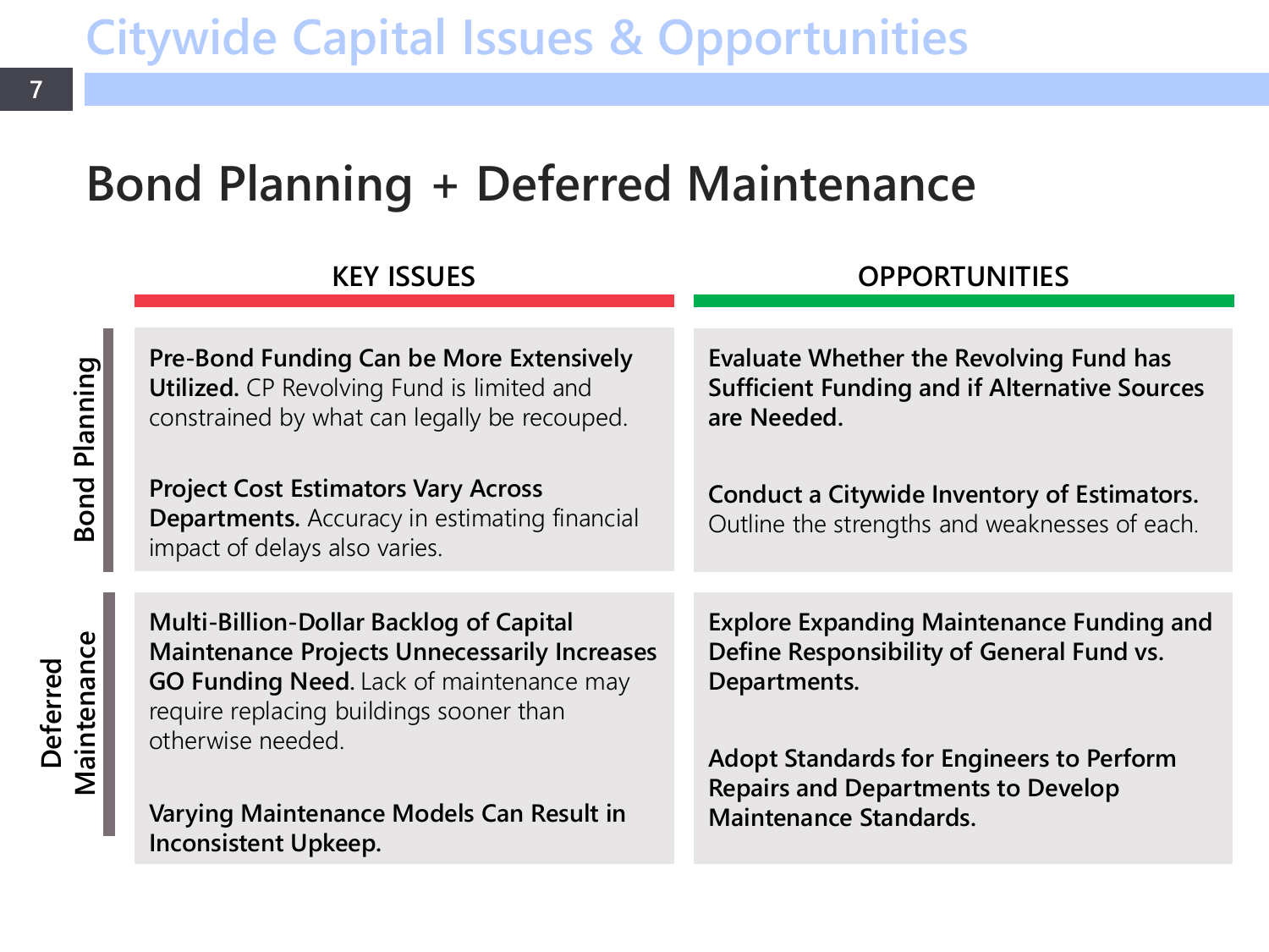# Citywide Capital Issues & Opportunities

## Bond Planning + Deferred Maintenance

| | KEY ISSUES | OPPORTUNITIES |
|---|---|---|
| **Bond Planning** | **Pre-Bond Funding Can be More Extensively Utilized.** CP Revolving Fund is limited and constrained by what can legally be recouped. | **Evaluate Whether the Revolving Fund has Sufficient Funding and if Alternative Sources are Needed.** |
| | **Project Cost Estimators Vary Across Departments.** Accuracy in estimating financial impact of delays also varies. | **Conduct a Citywide Inventory of Estimators.** Outline the strengths and weaknesses of each. |
| **Deferred Maintenance** | **Multi-Billion-Dollar Backlog of Capital Maintenance Projects Unnecessarily Increases GO Funding Need**. Lack of maintenance may require replacing buildings sooner than otherwise needed. | **Explore Expanding Maintenance Funding and Define Responsibility of General Fund vs. Departments.** |
| | **Varying Maintenance Models Can Result in Inconsistent Upkeep.** | **Adopt Standards for Engineers to Perform Repairs and Departments to Develop Maintenance Standards.** |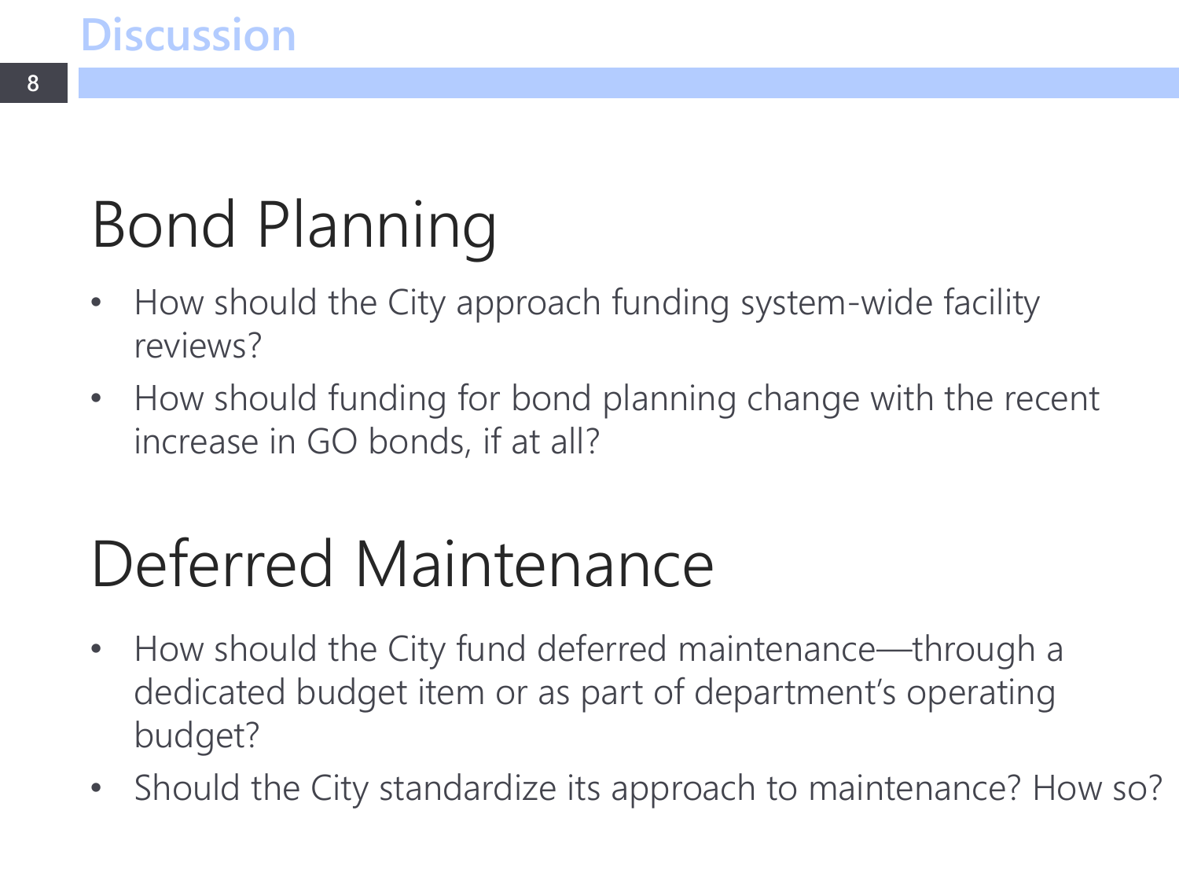# Discussion

## Bond Planning

- How should the City approach funding system-wide facility reviews?
- How should funding for bond planning change with the recent increase in GO bonds, if at all?

## Deferred Maintenance

- How should the City fund deferred maintenance—through a dedicated budget item or as part of department's operating budget?
- Should the City standardize its approach to maintenance? How so?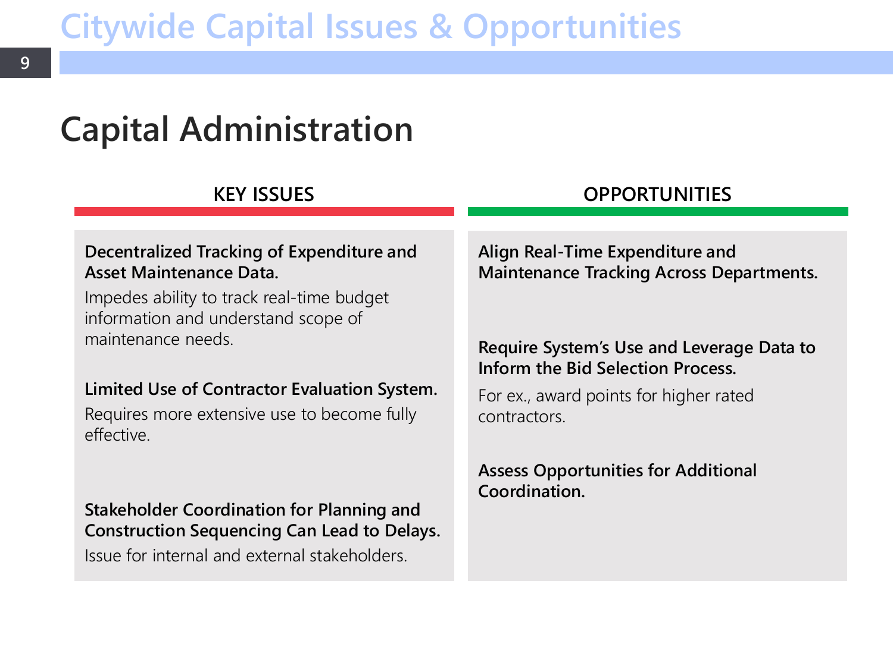# Citywide Capital Issues & Opportunities

## Capital Administration

### KEY ISSUES

**Decentralized Tracking of Expenditure and Asset Maintenance Data.**

Impedes ability to track real-time budget information and understand scope of maintenance needs.

**Limited Use of Contractor Evaluation System.**

Requires more extensive use to become fully effective.

**Stakeholder Coordination for Planning and Construction Sequencing Can Lead to Delays.**

Issue for internal and external stakeholders.

### OPPORTUNITIES

**Align Real-Time Expenditure and Maintenance Tracking Across Departments.**

**Require System's Use and Leverage Data to Inform the Bid Selection Process.**

For ex., award points for higher rated contractors.

**Assess Opportunities for Additional Coordination.**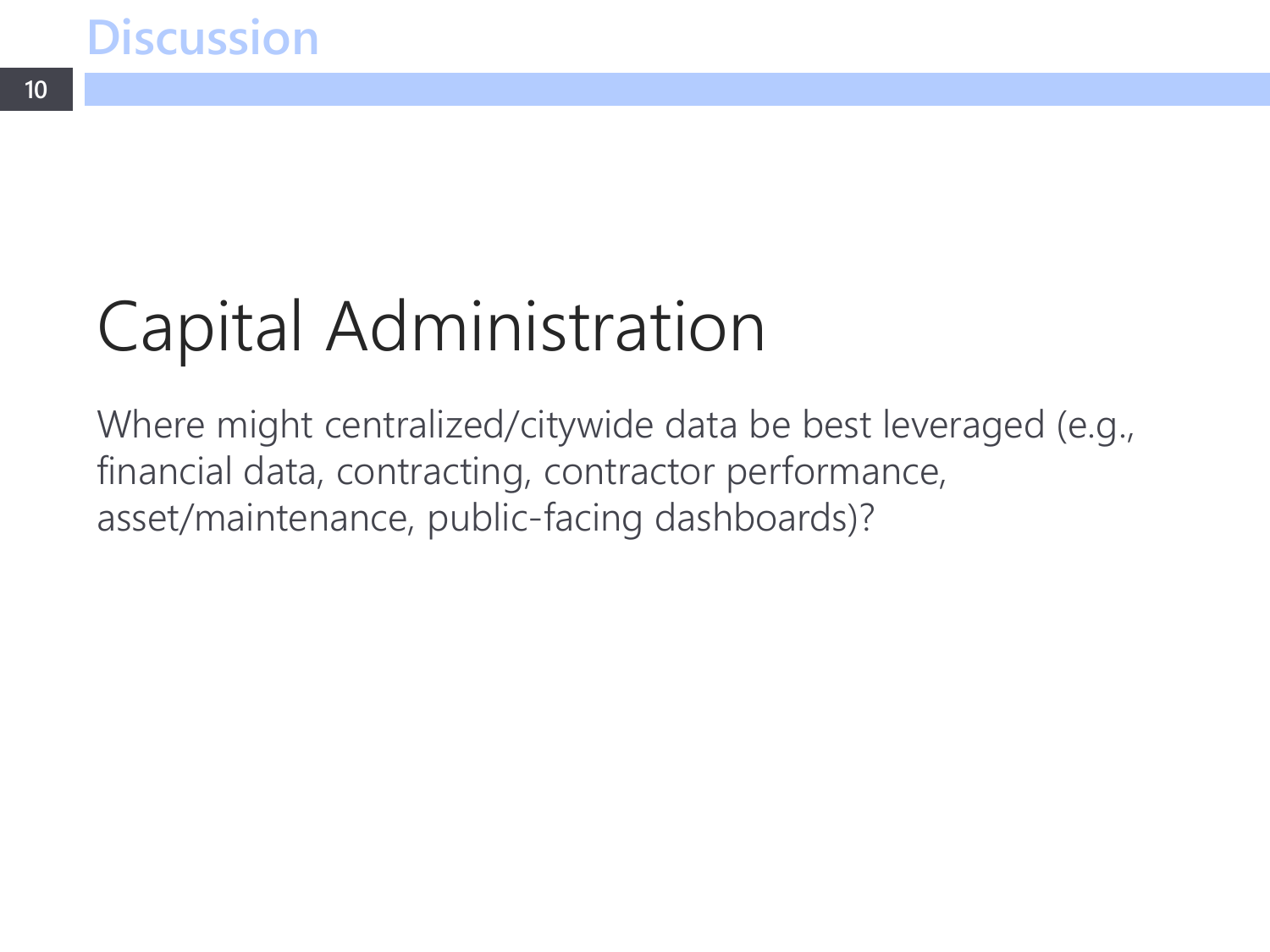# Discussion

## Capital Administration

Where might centralized/citywide data be best leveraged (e.g., financial data, contracting, contractor performance, asset/maintenance, public-facing dashboards)?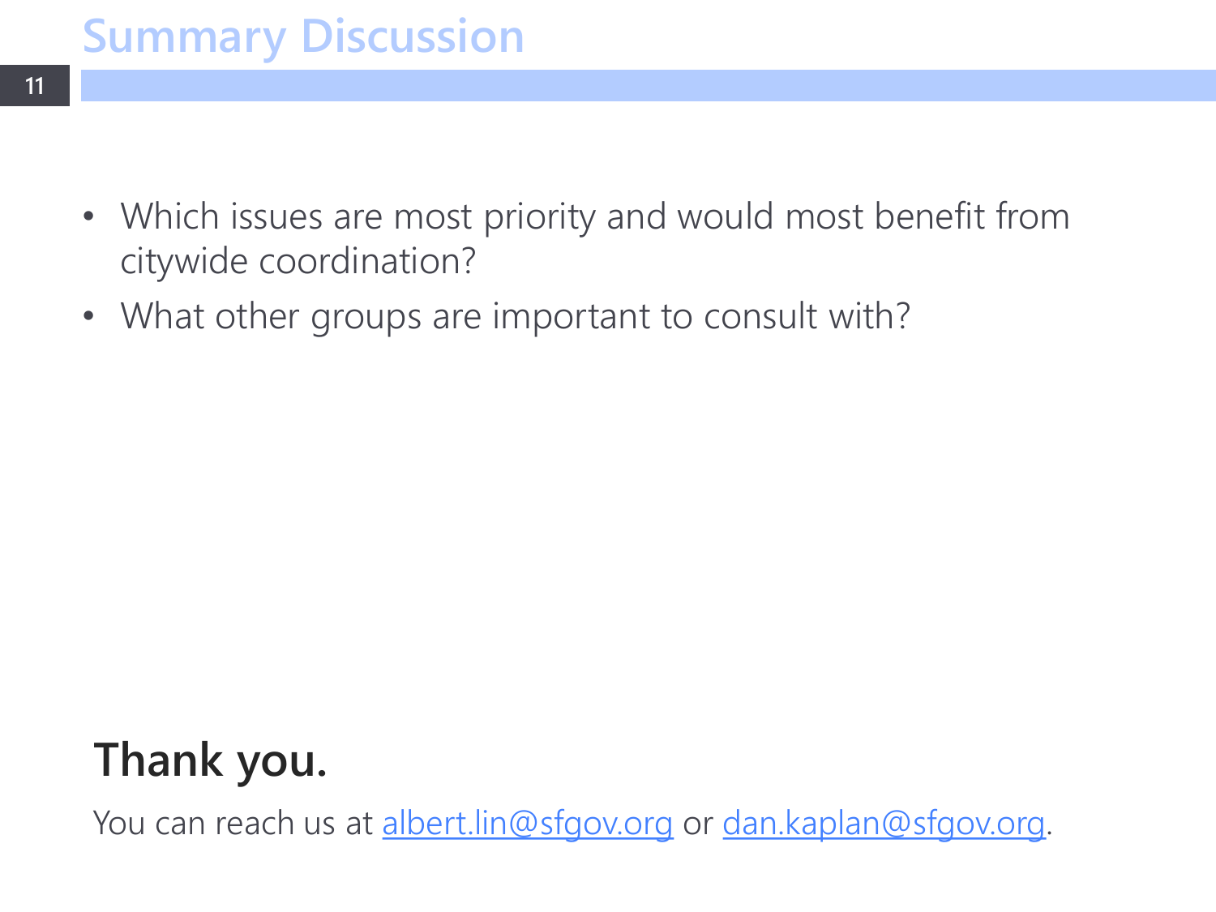# Summary Discussion

- Which issues are most priority and would most benefit from citywide coordination?
- What other groups are important to consult with?

## Thank you.

You can reach us at albert.lin@sfgov.org or dan.kaplan@sfgov.org.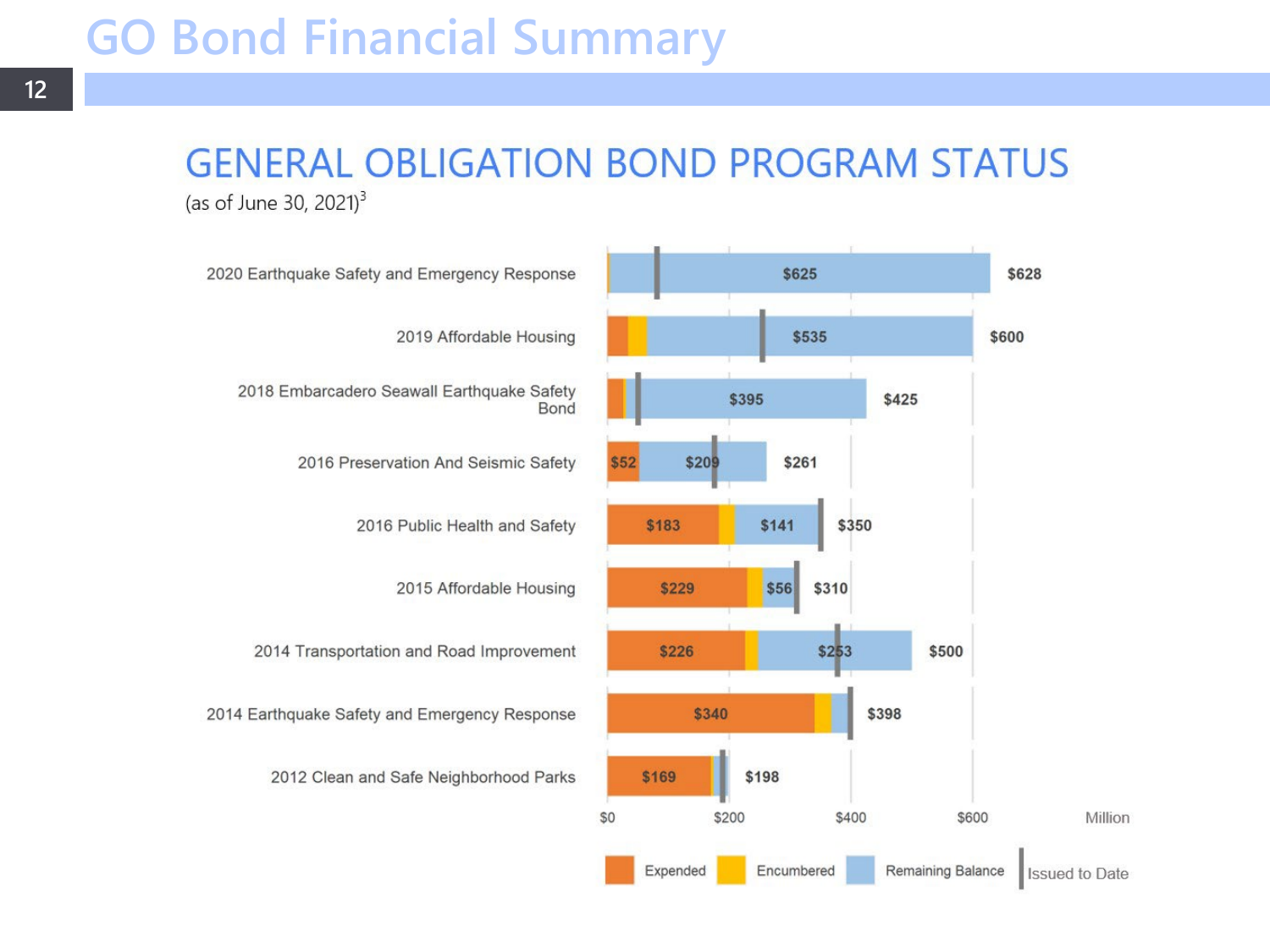# GO Bond Financial Summary

## GENERAL OBLIGATION BOND PROGRAM STATUS

(as of June 30, 2021)[3]

2020 Earthquake Safety and Emergency Response $625 $628

2019 Affordable Housing $535 $600

2018 Embarcadero Seawall Earthquake Safety Bond $395 $425

2016 Preservation And Seismic Safety $52 $209 $261

2016 Public Health and Safety $183 $141 $350

2015 Affordable Housing $229 $56 $310

2014 Transportation and Road Improvement $226 $253 $500

2014 Earthquake Safety and Emergency Response $340 $398

2012 Clean and Safe Neighborhood Parks $169 $198

$0 $200 $400 $600 Million

Expended Encumbered Remaining Balance Issued to Date